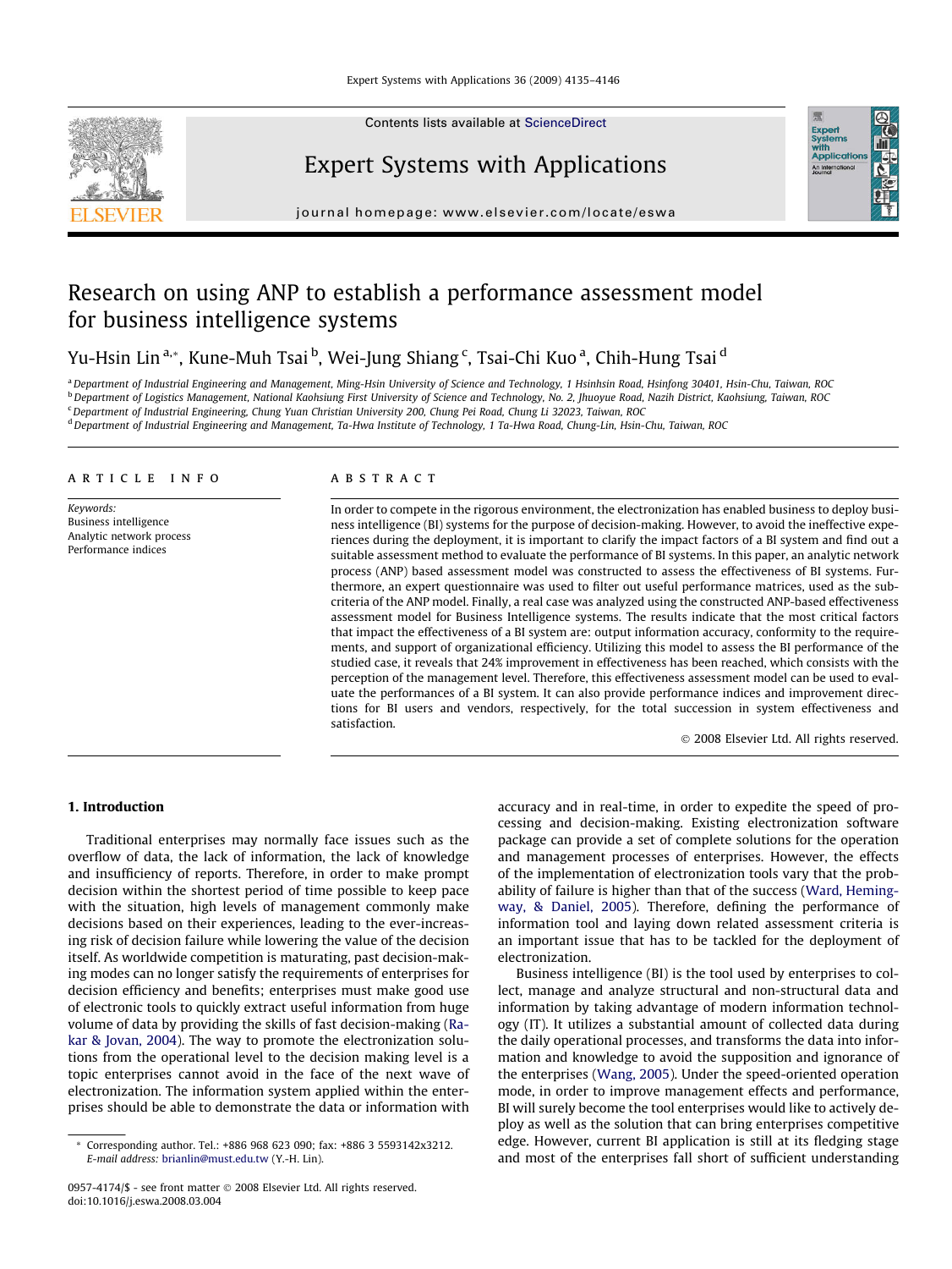# Research on using ANP to establish a performance assessment model for business intelligence systems

Yu-Hsin Lin [a,*], Kune-Muh Tsai [b], Wei-Jung Shiang [c], Tsai-Chi Kuo [a], Chih-Hung Tsai [d]

[a] Department of Industrial Engineering and Management, Ming-Hsin University of Science and Technology, 1 Hsinhsin Road, Hsinfong 30401, Hsin-Chu, Taiwan, ROC
[b] Department of Logistics Management, National Kaohsiung First University of Science and Technology, No. 2, Jhuoyue Road, Nazih District, Kaohsiung, Taiwan, ROC
[c] Department of Industrial Engineering, Chung Yuan Christian University 200, Chung Pei Road, Chung Li 32023, Taiwan, ROC
[d] Department of Industrial Engineering and Management, Ta-Hwa Institute of Technology, 1 Ta-Hwa Road, Chung-Lin, Hsin-Chu, Taiwan, ROC

**ARTICLE INFO**

*Keywords:*
Business intelligence
Analytic network process
Performance indices

**ABSTRACT**

In order to compete in the rigorous environment, the electronization has enabled business to deploy business intelligence (BI) systems for the purpose of decision-making. However, to avoid the ineffective experiences during the deployment, it is important to clarify the impact factors of a BI system and find out a suitable assessment method to evaluate the performance of BI systems. In this paper, an analytic network process (ANP) based assessment model was constructed to assess the effectiveness of BI systems. Furthermore, an expert questionnaire was used to filter out useful performance matrices, used as the sub-criteria of the ANP model. Finally, a real case was analyzed using the constructed ANP-based effectiveness assessment model for Business Intelligence systems. The results indicate that the most critical factors that impact the effectiveness of a BI system are: output information accuracy, conformity to the requirements, and support of organizational efficiency. Utilizing this model to assess the BI performance of the studied case, it reveals that 24% improvement in effectiveness has been reached, which consists with the perception of the management level. Therefore, this effectiveness assessment model can be used to evaluate the performances of a BI system. It can also provide performance indices and improvement directions for BI users and vendors, respectively, for the total succession in system effectiveness and satisfaction.

© 2008 Elsevier Ltd. All rights reserved.

## 1. Introduction

Traditional enterprises may normally face issues such as the overflow of data, the lack of information, the lack of knowledge and insufficiency of reports. Therefore, in order to make prompt decision within the shortest period of time possible to keep pace with the situation, high levels of management commonly make decisions based on their experiences, leading to the ever-increasing risk of decision failure while lowering the value of the decision itself. As worldwide competition is maturating, past decision-making modes can no longer satisfy the requirements of enterprises for decision efficiency and benefits; enterprises must make good use of electronic tools to quickly extract useful information from huge volume of data by providing the skills of fast decision-making (Rakar & Jovan, 2004). The way to promote the electronization solutions from the operational level to the decision making level is a topic enterprises cannot avoid in the face of the next wave of electronization. The information system applied within the enterprises should be able to demonstrate the data or information with accuracy and in real-time, in order to expedite the speed of processing and decision-making. Existing electronization software package can provide a set of complete solutions for the operation and management processes of enterprises. However, the effects of the implementation of electronization tools vary that the probability of failure is higher than that of the success (Ward, Hemingway, & Daniel, 2005). Therefore, defining the performance of information tool and laying down related assessment criteria is an important issue that has to be tackled for the deployment of electronization.

Business intelligence (BI) is the tool used by enterprises to collect, manage and analyze structural and non-structural data and information by taking advantage of modern information technology (IT). It utilizes a substantial amount of collected data during the daily operational processes, and transforms the data into information and knowledge to avoid the supposition and ignorance of the enterprises (Wang, 2005). Under the speed-oriented operation mode, in order to improve management effects and performance, BI will surely become the tool enterprises would like to actively deploy as well as the solution that can bring enterprises competitive edge. However, current BI application is still at its fledging stage and most of the enterprises fall short of sufficient understanding

* Corresponding author. Tel.: +886 968 623 090; fax: +886 3 5593142x3212.
*E-mail address:* brianlin@must.edu.tw (Y.-H. Lin).

0957-4174/$ - see front matter © 2008 Elsevier Ltd. All rights reserved.
doi:10.1016/j.eswa.2008.03.004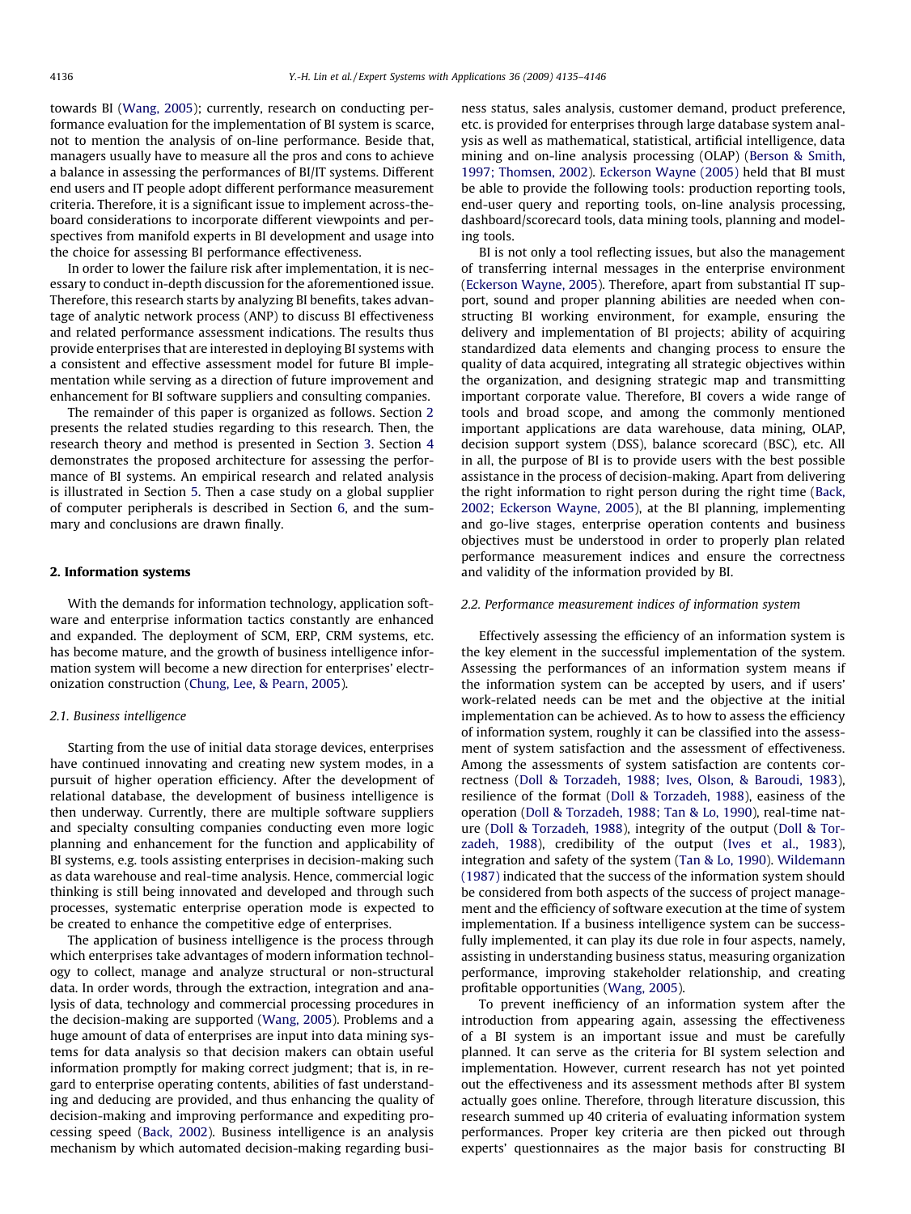towards BI (Wang, 2005); currently, research on conducting performance evaluation for the implementation of BI system is scarce, not to mention the analysis of on-line performance. Beside that, managers usually have to measure all the pros and cons to achieve a balance in assessing the performances of BI/IT systems. Different end users and IT people adopt different performance measurement criteria. Therefore, it is a significant issue to implement across-the-board considerations to incorporate different viewpoints and perspectives from manifold experts in BI development and usage into the choice for assessing BI performance effectiveness.

In order to lower the failure risk after implementation, it is necessary to conduct in-depth discussion for the aforementioned issue. Therefore, this research starts by analyzing BI benefits, takes advantage of analytic network process (ANP) to discuss BI effectiveness and related performance assessment indications. The results thus provide enterprises that are interested in deploying BI systems with a consistent and effective assessment model for future BI implementation while serving as a direction of future improvement and enhancement for BI software suppliers and consulting companies.

The remainder of this paper is organized as follows. Section 2 presents the related studies regarding to this research. Then, the research theory and method is presented in Section 3. Section 4 demonstrates the proposed architecture for assessing the performance of BI systems. An empirical research and related analysis is illustrated in Section 5. Then a case study on a global supplier of computer peripherals is described in Section 6, and the summary and conclusions are drawn finally.

## 2. Information systems

With the demands for information technology, application software and enterprise information tactics constantly are enhanced and expanded. The deployment of SCM, ERP, CRM systems, etc. has become mature, and the growth of business intelligence information system will become a new direction for enterprises' electronization construction (Chung, Lee, & Pearn, 2005).

### 2.1. Business intelligence

Starting from the use of initial data storage devices, enterprises have continued innovating and creating new system modes, in a pursuit of higher operation efficiency. After the development of relational database, the development of business intelligence is then underway. Currently, there are multiple software suppliers and specialty consulting companies conducting even more logic planning and enhancement for the function and applicability of BI systems, e.g. tools assisting enterprises in decision-making such as data warehouse and real-time analysis. Hence, commercial logic thinking is still being innovated and developed and through such processes, systematic enterprise operation mode is expected to be created to enhance the competitive edge of enterprises.

The application of business intelligence is the process through which enterprises take advantages of modern information technology to collect, manage and analyze structural or non-structural data. In order words, through the extraction, integration and analysis of data, technology and commercial processing procedures in the decision-making are supported (Wang, 2005). Problems and a huge amount of data of enterprises are input into data mining systems for data analysis so that decision makers can obtain useful information promptly for making correct judgment; that is, in regard to enterprise operating contents, abilities of fast understanding and deducing are provided, and thus enhancing the quality of decision-making and improving performance and expediting processing speed (Back, 2002). Business intelligence is an analysis mechanism by which automated decision-making regarding business status, sales analysis, customer demand, product preference, etc. is provided for enterprises through large database system analysis as well as mathematical, statistical, artificial intelligence, data mining and on-line analysis processing (OLAP) (Berson & Smith, 1997; Thomsen, 2002). Eckerson Wayne (2005) held that BI must be able to provide the following tools: production reporting tools, end-user query and reporting tools, on-line analysis processing, dashboard/scorecard tools, data mining tools, planning and modeling tools.

BI is not only a tool reflecting issues, but also the management of transferring internal messages in the enterprise environment (Eckerson Wayne, 2005). Therefore, apart from substantial IT support, sound and proper planning abilities are needed when constructing BI working environment, for example, ensuring the delivery and implementation of BI projects; ability of acquiring standardized data elements and changing process to ensure the quality of data acquired, integrating all strategic objectives within the organization, and designing strategic map and transmitting important corporate value. Therefore, BI covers a wide range of tools and broad scope, and among the commonly mentioned important applications are data warehouse, data mining, OLAP, decision support system (DSS), balance scorecard (BSC), etc. All in all, the purpose of BI is to provide users with the best possible assistance in the process of decision-making. Apart from delivering the right information to right person during the right time (Back, 2002; Eckerson Wayne, 2005), at the BI planning, implementing and go-live stages, enterprise operation contents and business objectives must be understood in order to properly plan related performance measurement indices and ensure the correctness and validity of the information provided by BI.

### 2.2. Performance measurement indices of information system

Effectively assessing the efficiency of an information system is the key element in the successful implementation of the system. Assessing the performances of an information system means if the information system can be accepted by users, and if users' work-related needs can be met and the objective at the initial implementation can be achieved. As to how to assess the efficiency of information system, roughly it can be classified into the assessment of system satisfaction and the assessment of effectiveness. Among the assessments of system satisfaction are contents correctness (Doll & Torzadeh, 1988; Ives, Olson, & Baroudi, 1983), resilience of the format (Doll & Torzadeh, 1988), easiness of the operation (Doll & Torzadeh, 1988; Tan & Lo, 1990), real-time nature (Doll & Torzadeh, 1988), integrity of the output (Doll & Torzadeh, 1988), credibility of the output (Ives et al., 1983), integration and safety of the system (Tan & Lo, 1990). Wildemann (1987) indicated that the success of the information system should be considered from both aspects of the success of project management and the efficiency of software execution at the time of system implementation. If a business intelligence system can be successfully implemented, it can play its due role in four aspects, namely, assisting in understanding business status, measuring organization performance, improving stakeholder relationship, and creating profitable opportunities (Wang, 2005).

To prevent inefficiency of an information system after the introduction from appearing again, assessing the effectiveness of a BI system is an important issue and must be carefully planned. It can serve as the criteria for BI system selection and implementation. However, current research has not yet pointed out the effectiveness and its assessment methods after BI system actually goes online. Therefore, through literature discussion, this research summed up 40 criteria of evaluating information system performances. Proper key criteria are then picked out through experts' questionnaires as the major basis for constructing BI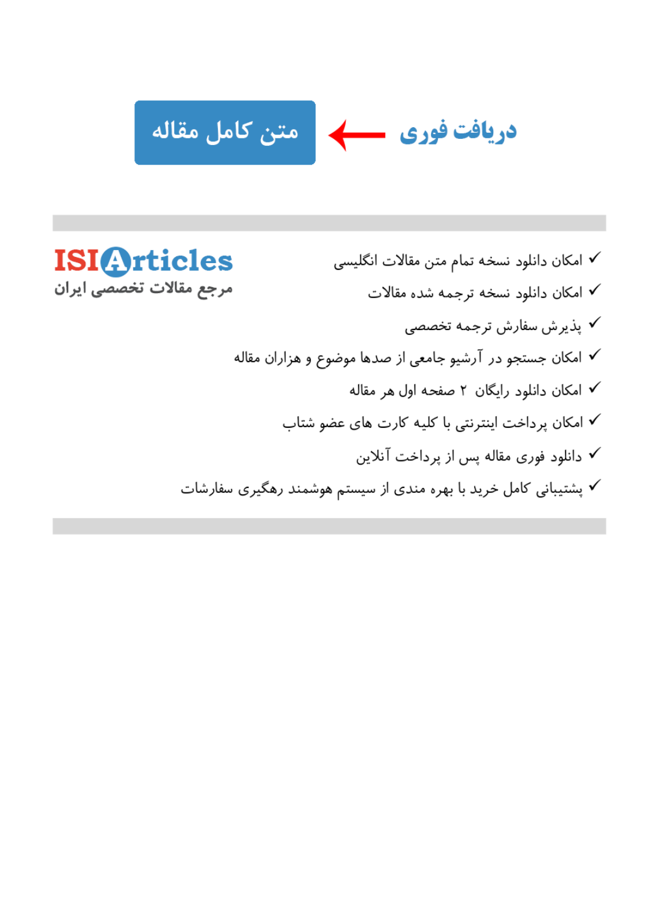دریافت فوری ← متن کامل مقاله

**ISIArticles**
مرجع مقالات تخصصی ایران

- ✓ امکان دانلود نسخه تمام متن مقالات انگلیسی
- ✓ امکان دانلود نسخه ترجمه شده مقالات
- ✓ پذیرش سفارش ترجمه تخصصی
- ✓ امکان جستجو در آرشیو جامعی از صدها موضوع و هزاران مقاله
- ✓ امکان دانلود رایگان ۲ صفحه اول هر مقاله
- ✓ امکان پرداخت اینترنتی با کلیه کارت های عضو شتاب
- ✓ دانلود فوری مقاله پس از پرداخت آنلاین
- ✓ پشتیبانی کامل خرید با بهره مندی از سیستم هوشمند رهگیری سفارشات